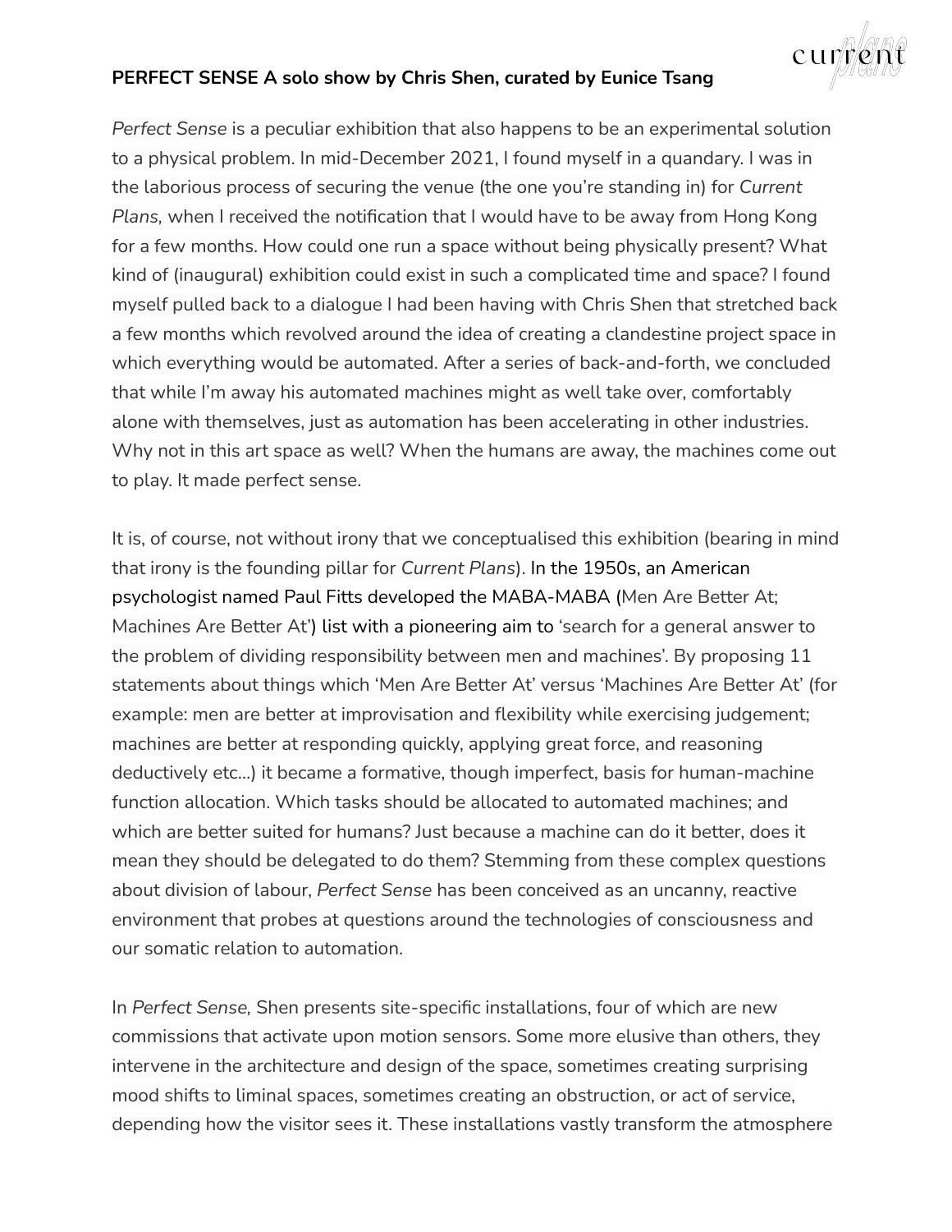**PERFECT SENSE A solo show by Chris Shen, curated by Eunice Tsang**

*Perfect Sense* is a peculiar exhibition that also happens to be an experimental solution to a physical problem. In mid-December 2021, I found myself in a quandary. I was in the laborious process of securing the venue (the one you're standing in) for *Current Plans,* when I received the notification that I would have to be away from Hong Kong for a few months. How could one run a space without being physically present? What kind of (inaugural) exhibition could exist in such a complicated time and space? I found myself pulled back to a dialogue I had been having with Chris Shen that stretched back a few months which revolved around the idea of creating a clandestine project space in which everything would be automated. After a series of back-and-forth, we concluded that while I'm away his automated machines might as well take over, comfortably alone with themselves, just as automation has been accelerating in other industries. Why not in this art space as well? When the humans are away, the machines come out to play. It made perfect sense.

It is, of course, not without irony that we conceptualised this exhibition (bearing in mind that irony is the founding pillar for *Current Plans*). In the 1950s, an American psychologist named Paul Fitts developed the MABA-MABA (Men Are Better At; Machines Are Better At') list with a pioneering aim to 'search for a general answer to the problem of dividing responsibility between men and machines'. By proposing 11 statements about things which 'Men Are Better At' versus 'Machines Are Better At' (for example: men are better at improvisation and flexibility while exercising judgement; machines are better at responding quickly, applying great force, and reasoning deductively etc...) it became a formative, though imperfect, basis for human-machine function allocation. Which tasks should be allocated to automated machines; and which are better suited for humans? Just because a machine can do it better, does it mean they should be delegated to do them? Stemming from these complex questions about division of labour, *Perfect Sense* has been conceived as an uncanny, reactive environment that probes at questions around the technologies of consciousness and our somatic relation to automation.

In *Perfect Sense,* Shen presents site-specific installations, four of which are new commissions that activate upon motion sensors. Some more elusive than others, they intervene in the architecture and design of the space, sometimes creating surprising mood shifts to liminal spaces, sometimes creating an obstruction, or act of service, depending how the visitor sees it. These installations vastly transform the atmosphere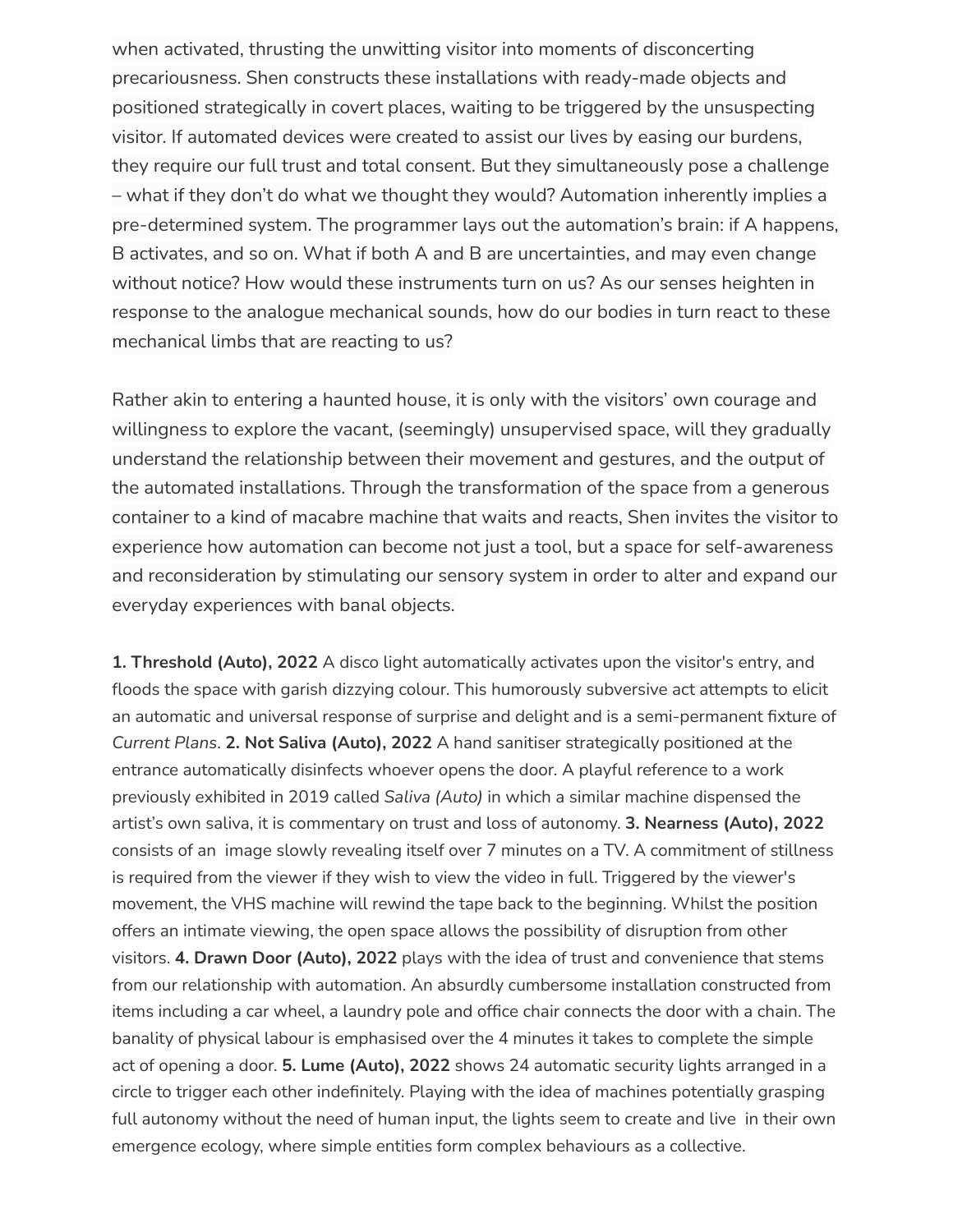when activated, thrusting the unwitting visitor into moments of disconcerting precariousness. Shen constructs these installations with ready-made objects and positioned strategically in covert places, waiting to be triggered by the unsuspecting visitor. If automated devices were created to assist our lives by easing our burdens, they require our full trust and total consent. But they simultaneously pose a challenge – what if they don't do what we thought they would? Automation inherently implies a pre-determined system. The programmer lays out the automation's brain: if A happens, B activates, and so on. What if both A and B are uncertainties, and may even change without notice? How would these instruments turn on us? As our senses heighten in response to the analogue mechanical sounds, how do our bodies in turn react to these mechanical limbs that are reacting to us?

Rather akin to entering a haunted house, it is only with the visitors' own courage and willingness to explore the vacant, (seemingly) unsupervised space, will they gradually understand the relationship between their movement and gestures, and the output of the automated installations. Through the transformation of the space from a generous container to a kind of macabre machine that waits and reacts, Shen invites the visitor to experience how automation can become not just a tool, but a space for self-awareness and reconsideration by stimulating our sensory system in order to alter and expand our everyday experiences with banal objects.

**1. Threshold (Auto), 2022** A disco light automatically activates upon the visitor's entry, and floods the space with garish dizzying colour. This humorously subversive act attempts to elicit an automatic and universal response of surprise and delight and is a semi-permanent fixture of *Current Plans*. **2. Not Saliva (Auto), 2022** A hand sanitiser strategically positioned at the entrance automatically disinfects whoever opens the door. A playful reference to a work previously exhibited in 2019 called *Saliva (Auto)* in which a similar machine dispensed the artist's own saliva, it is commentary on trust and loss of autonomy. **3. Nearness (Auto), 2022** consists of an image slowly revealing itself over 7 minutes on a TV. A commitment of stillness is required from the viewer if they wish to view the video in full. Triggered by the viewer's movement, the VHS machine will rewind the tape back to the beginning. Whilst the position offers an intimate viewing, the open space allows the possibility of disruption from other visitors. **4. Drawn Door (Auto), 2022** plays with the idea of trust and convenience that stems from our relationship with automation. An absurdly cumbersome installation constructed from items including a car wheel, a laundry pole and office chair connects the door with a chain. The banality of physical labour is emphasised over the 4 minutes it takes to complete the simple act of opening a door. **5. Lume (Auto), 2022** shows 24 automatic security lights arranged in a circle to trigger each other indefinitely. Playing with the idea of machines potentially grasping full autonomy without the need of human input, the lights seem to create and live in their own emergence ecology, where simple entities form complex behaviours as a collective.